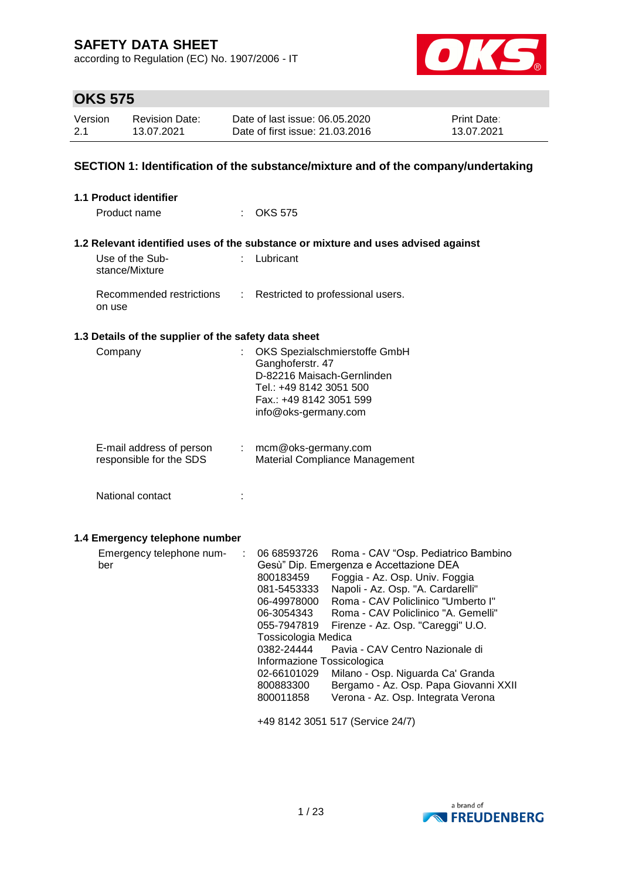# SAFETY DATA SHEET

according to Regulation (EC) No. 1907/2006 - IT

## OKS 575

| Version | Revision Date: | Date of last issue: 06.05.2020 | Print Date: |
|---|---|---|---|
| 2.1 | 13.07.2021 | Date of first issue: 21.03.2016 | 13.07.2021 |

## SECTION 1: Identification of the substance/mixture and of the company/undertaking

### 1.1 Product identifier

Product name : OKS 575

### 1.2 Relevant identified uses of the substance or mixture and uses advised against

Use of the Substance/Mixture : Lubricant

Recommended restrictions on use : Restricted to professional users.

### 1.3 Details of the supplier of the safety data sheet

Company : OKS Spezialschmierstoffe GmbH
Ganghoferstr. 47
D-82216 Maisach-Gernlinden
Tel.: +49 8142 3051 500
Fax.: +49 8142 3051 599
info@oks-germany.com

E-mail address of person responsible for the SDS : mcm@oks-germany.com
Material Compliance Management

National contact :

### 1.4 Emergency telephone number

Emergency telephone number :

06 68593726 Roma - CAV "Osp. Pediatrico Bambino Gesù" Dip. Emergenza e Accettazione DEA
800183459 Foggia - Az. Osp. Univ. Foggia
081-5453333 Napoli - Az. Osp. "A. Cardarelli"
06-49978000 Roma - CAV Policlinico "Umberto I"
06-3054343 Roma - CAV Policlinico "A. Gemelli"
055-7947819 Firenze - Az. Osp. "Careggi" U.O. Tossicologia Medica
0382-24444 Pavia - CAV Centro Nazionale di Informazione Tossicologica
02-66101029 Milano - Osp. Niguarda Ca' Granda
800883300 Bergamo - Az. Osp. Papa Giovanni XXII
800011858 Verona - Az. Osp. Integrata Verona

+49 8142 3051 517 (Service 24/7)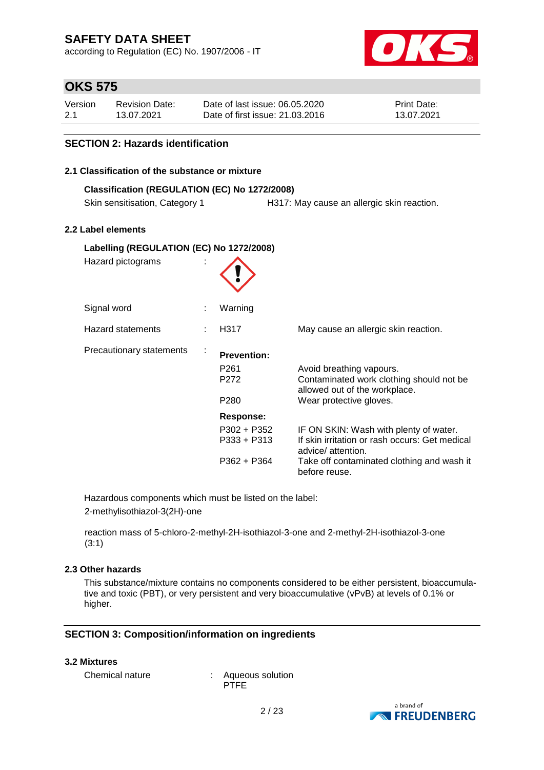## SECTION 2: Hazards identification

### 2.1 Classification of the substance or mixture

**Classification (REGULATION (EC) No 1272/2008)**

Skin sensitisation, Category 1 — H317: May cause an allergic skin reaction.

### 2.2 Label elements

**Labelling (REGULATION (EC) No 1272/2008)**

Hazard pictograms :

Signal word : Warning

Hazard statements : H317 May cause an allergic skin reaction.

Precautionary statements :

**Prevention:**

| | |
|---|---|
| P261 | Avoid breathing vapours. |
| P272 | Contaminated work clothing should not be allowed out of the workplace. |
| P280 | Wear protective gloves. |

**Response:**

| | |
|---|---|
| P302 + P352 | IF ON SKIN: Wash with plenty of water. |
| P333 + P313 | If skin irritation or rash occurs: Get medical advice/ attention. |
| P362 + P364 | Take off contaminated clothing and wash it before reuse. |

Hazardous components which must be listed on the label:
2-methylisothiazol-3(2H)-one

reaction mass of 5-chloro-2-methyl-2H-isothiazol-3-one and 2-methyl-2H-isothiazol-3-one (3:1)

### 2.3 Other hazards

This substance/mixture contains no components considered to be either persistent, bioaccumulative and toxic (PBT), or very persistent and very bioaccumulative (vPvB) at levels of 0.1% or higher.

## SECTION 3: Composition/information on ingredients

### 3.2 Mixtures

Chemical nature : Aqueous solution
PTFE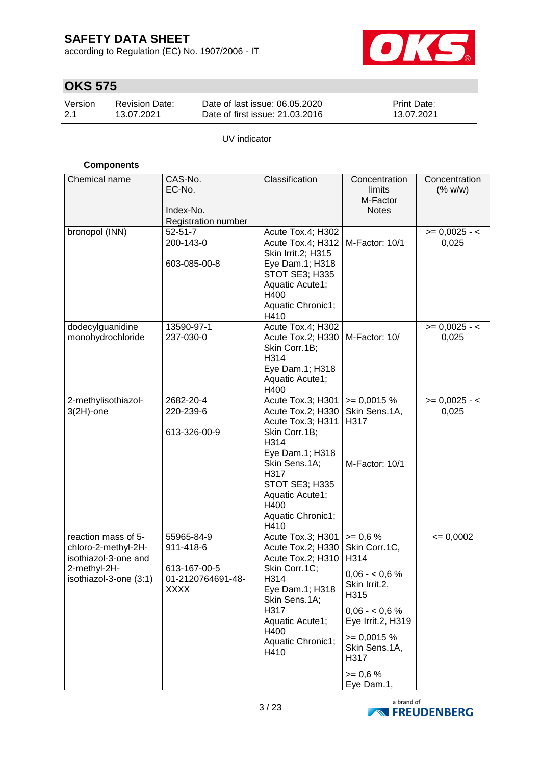UV indicator

**Components**

| Chemical name | CAS-No.<br>EC-No.<br><br>Index-No.<br>Registration number | Classification | Concentration limits<br>M-Factor<br>Notes | Concentration (% w/w) |
|---|---|---|---|---|
| bronopol (INN) | 52-51-7<br>200-143-0<br><br>603-085-00-8 | Acute Tox.4; H302<br>Acute Tox.4; H312<br>Skin Irrit.2; H315<br>Eye Dam.1; H318<br>STOT SE3; H335<br>Aquatic Acute1; H400<br>Aquatic Chronic1; H410 | M-Factor: 10/1 | >= 0,0025 - < 0,025 |
| dodecylguanidine monohydrochloride | 13590-97-1<br>237-030-0 | Acute Tox.4; H302<br>Acute Tox.2; H330<br>Skin Corr.1B; H314<br>Eye Dam.1; H318<br>Aquatic Acute1; H400 | M-Factor: 10/ | >= 0,0025 - < 0,025 |
| 2-methylisothiazol-3(2H)-one | 2682-20-4<br>220-239-6<br><br>613-326-00-9 | Acute Tox.3; H301<br>Acute Tox.2; H330<br>Acute Tox.3; H311<br>Skin Corr.1B; H314<br>Eye Dam.1; H318<br>Skin Sens.1A; H317<br>STOT SE3; H335<br>Aquatic Acute1; H400<br>Aquatic Chronic1; H410 | >= 0,0015 %<br>Skin Sens.1A, H317<br><br>M-Factor: 10/1 | >= 0,0025 - < 0,025 |
| reaction mass of 5-chloro-2-methyl-2H-isothiazol-3-one and 2-methyl-2H-isothiazol-3-one (3:1) | 55965-84-9<br>911-418-6<br><br>613-167-00-5<br>01-2120764691-48-XXXX | Acute Tox.3; H301<br>Acute Tox.2; H330<br>Acute Tox.2; H310<br>Skin Corr.1C; H314<br>Eye Dam.1; H318<br>Skin Sens.1A; H317<br>Aquatic Acute1; H400<br>Aquatic Chronic1; H410 | >= 0,6 %<br>Skin Corr.1C, H314<br><br>0,06 - < 0,6 %<br>Skin Irrit.2, H315<br><br>0,06 - < 0,6 %<br>Eye Irrit.2, H319<br><br>>= 0,0015 %<br>Skin Sens.1A, H317<br><br>>= 0,6 %<br>Eye Dam.1, | <= 0,0002 |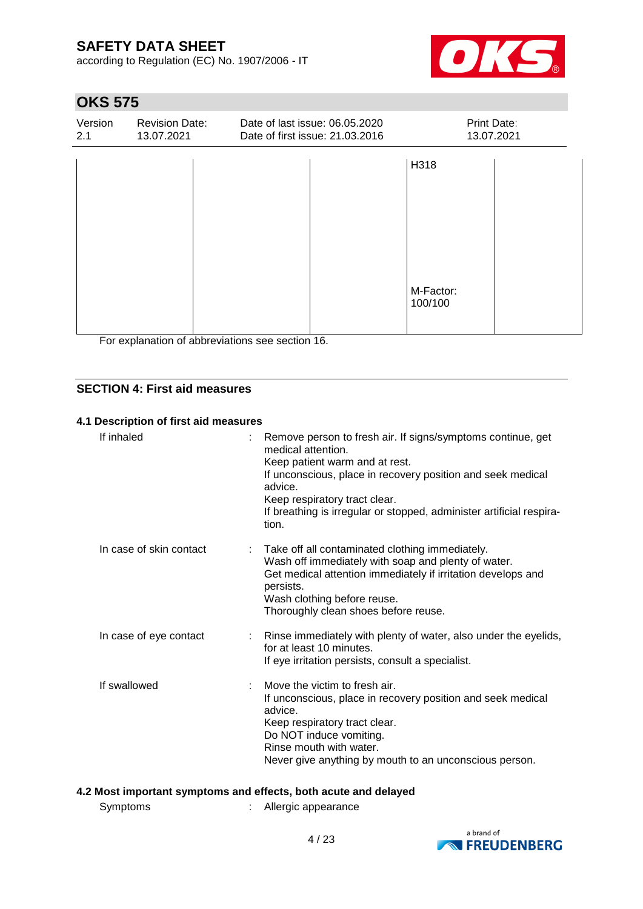| | | | | |
|---|---|---|---|---|
| | | | H318<br><br>M-Factor: 100/100 | |

For explanation of abbreviations see section 16.

## SECTION 4: First aid measures

### 4.1 Description of first aid measures

| | | |
|---|---|---|
| If inhaled | : | Remove person to fresh air. If signs/symptoms continue, get medical attention.<br>Keep patient warm and at rest.<br>If unconscious, place in recovery position and seek medical advice.<br>Keep respiratory tract clear.<br>If breathing is irregular or stopped, administer artificial respiration. |
| In case of skin contact | : | Take off all contaminated clothing immediately.<br>Wash off immediately with soap and plenty of water.<br>Get medical attention immediately if irritation develops and persists.<br>Wash clothing before reuse.<br>Thoroughly clean shoes before reuse. |
| In case of eye contact | : | Rinse immediately with plenty of water, also under the eyelids, for at least 10 minutes.<br>If eye irritation persists, consult a specialist. |
| If swallowed | : | Move the victim to fresh air.<br>If unconscious, place in recovery position and seek medical advice.<br>Keep respiratory tract clear.<br>Do NOT induce vomiting.<br>Rinse mouth with water.<br>Never give anything by mouth to an unconscious person. |

### 4.2 Most important symptoms and effects, both acute and delayed

| | | |
|---|---|---|
| Symptoms | : | Allergic appearance |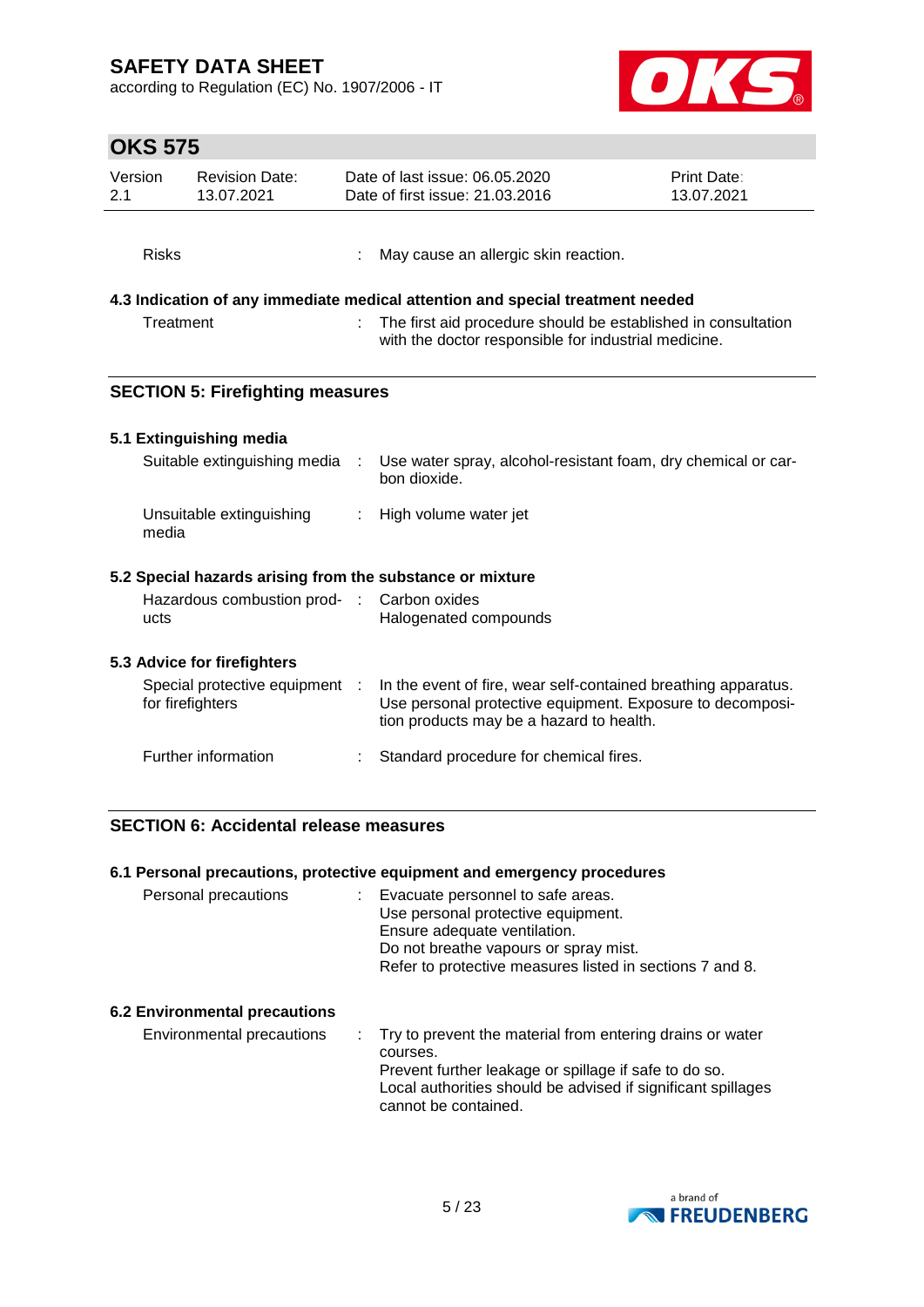| Risks | : | May cause an allergic skin reaction. |
|---|---|---|

**4.3 Indication of any immediate medical attention and special treatment needed**

| Treatment | : | The first aid procedure should be established in consultation with the doctor responsible for industrial medicine. |
|---|---|---|

## SECTION 5: Firefighting measures

**5.1 Extinguishing media**

| Suitable extinguishing media | : | Use water spray, alcohol-resistant foam, dry chemical or carbon dioxide. |
|---|---|---|
| Unsuitable extinguishing media | : | High volume water jet |

**5.2 Special hazards arising from the substance or mixture**

| Hazardous combustion products | : | Carbon oxides<br>Halogenated compounds |
|---|---|---|

**5.3 Advice for firefighters**

| Special protective equipment for firefighters | : | In the event of fire, wear self-contained breathing apparatus. Use personal protective equipment. Exposure to decomposition products may be a hazard to health. |
|---|---|---|
| Further information | : | Standard procedure for chemical fires. |

## SECTION 6: Accidental release measures

**6.1 Personal precautions, protective equipment and emergency procedures**

| Personal precautions | : | Evacuate personnel to safe areas.<br>Use personal protective equipment.<br>Ensure adequate ventilation.<br>Do not breathe vapours or spray mist.<br>Refer to protective measures listed in sections 7 and 8. |
|---|---|---|

**6.2 Environmental precautions**

| Environmental precautions | : | Try to prevent the material from entering drains or water courses.<br>Prevent further leakage or spillage if safe to do so.<br>Local authorities should be advised if significant spillages cannot be contained. |
|---|---|---|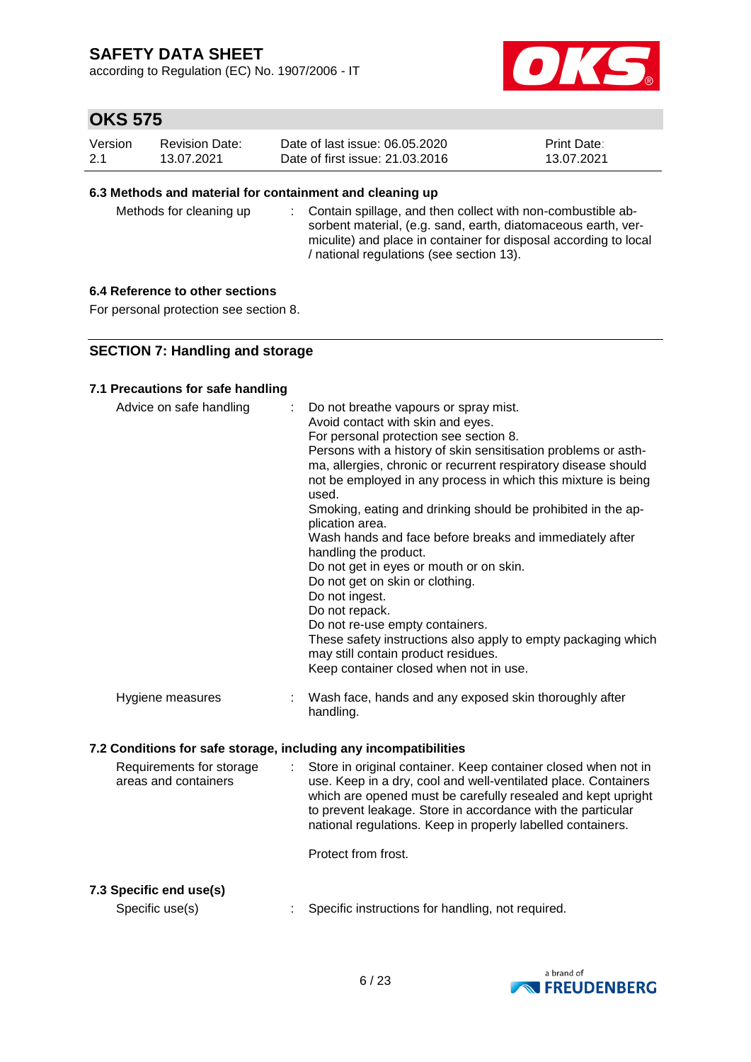### 6.3 Methods and material for containment and cleaning up

| | |
|---|---|
| Methods for cleaning up | : Contain spillage, and then collect with non-combustible absorbent material, (e.g. sand, earth, diatomaceous earth, vermiculite) and place in container for disposal according to local / national regulations (see section 13). |

### 6.4 Reference to other sections

For personal protection see section 8.

## SECTION 7: Handling and storage

### 7.1 Precautions for safe handling

| | |
|---|---|
| Advice on safe handling | : Do not breathe vapours or spray mist.<br>Avoid contact with skin and eyes.<br>For personal protection see section 8.<br>Persons with a history of skin sensitisation problems or asthma, allergies, chronic or recurrent respiratory disease should not be employed in any process in which this mixture is being used.<br>Smoking, eating and drinking should be prohibited in the application area.<br>Wash hands and face before breaks and immediately after handling the product.<br>Do not get in eyes or mouth or on skin.<br>Do not get on skin or clothing.<br>Do not ingest.<br>Do not repack.<br>Do not re-use empty containers.<br>These safety instructions also apply to empty packaging which may still contain product residues.<br>Keep container closed when not in use. |
| Hygiene measures | : Wash face, hands and any exposed skin thoroughly after handling. |

### 7.2 Conditions for safe storage, including any incompatibilities

| | |
|---|---|
| Requirements for storage areas and containers | : Store in original container. Keep container closed when not in use. Keep in a dry, cool and well-ventilated place. Containers which are opened must be carefully resealed and kept upright to prevent leakage. Store in accordance with the particular national regulations. Keep in properly labelled containers.<br><br>Protect from frost. |

### 7.3 Specific end use(s)

| | |
|---|---|
| Specific use(s) | : Specific instructions for handling, not required. |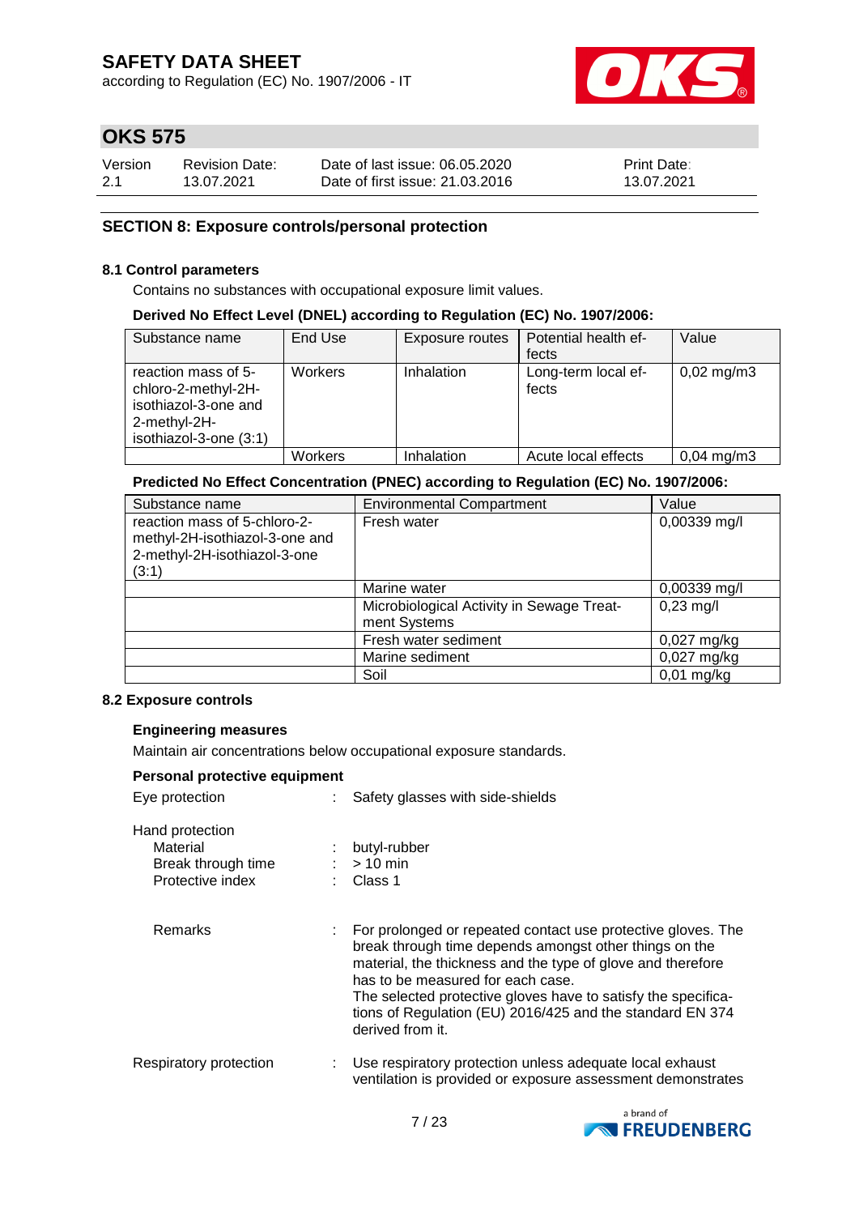## SECTION 8: Exposure controls/personal protection

### 8.1 Control parameters

Contains no substances with occupational exposure limit values.

**Derived No Effect Level (DNEL) according to Regulation (EC) No. 1907/2006:**

| Substance name | End Use | Exposure routes | Potential health effects | Value |
|---|---|---|---|---|
| reaction mass of 5-chloro-2-methyl-2H-isothiazol-3-one and 2-methyl-2H-isothiazol-3-one (3:1) | Workers | Inhalation | Long-term local effects | 0,02 mg/m3 |
| | Workers | Inhalation | Acute local effects | 0,04 mg/m3 |

**Predicted No Effect Concentration (PNEC) according to Regulation (EC) No. 1907/2006:**

| Substance name | Environmental Compartment | Value |
|---|---|---|
| reaction mass of 5-chloro-2-methyl-2H-isothiazol-3-one and 2-methyl-2H-isothiazol-3-one (3:1) | Fresh water | 0,00339 mg/l |
| | Marine water | 0,00339 mg/l |
| | Microbiological Activity in Sewage Treatment Systems | 0,23 mg/l |
| | Fresh water sediment | 0,027 mg/kg |
| | Marine sediment | 0,027 mg/kg |
| | Soil | 0,01 mg/kg |

### 8.2 Exposure controls

**Engineering measures**

Maintain air concentrations below occupational exposure standards.

**Personal protective equipment**

Eye protection : Safety glasses with side-shields

Hand protection
- Material : butyl-rubber
- Break through time : > 10 min
- Protective index : Class 1

Remarks : For prolonged or repeated contact use protective gloves. The break through time depends amongst other things on the material, the thickness and the type of glove and therefore has to be measured for each case.
The selected protective gloves have to satisfy the specifications of Regulation (EU) 2016/425 and the standard EN 374 derived from it.

Respiratory protection : Use respiratory protection unless adequate local exhaust ventilation is provided or exposure assessment demonstrates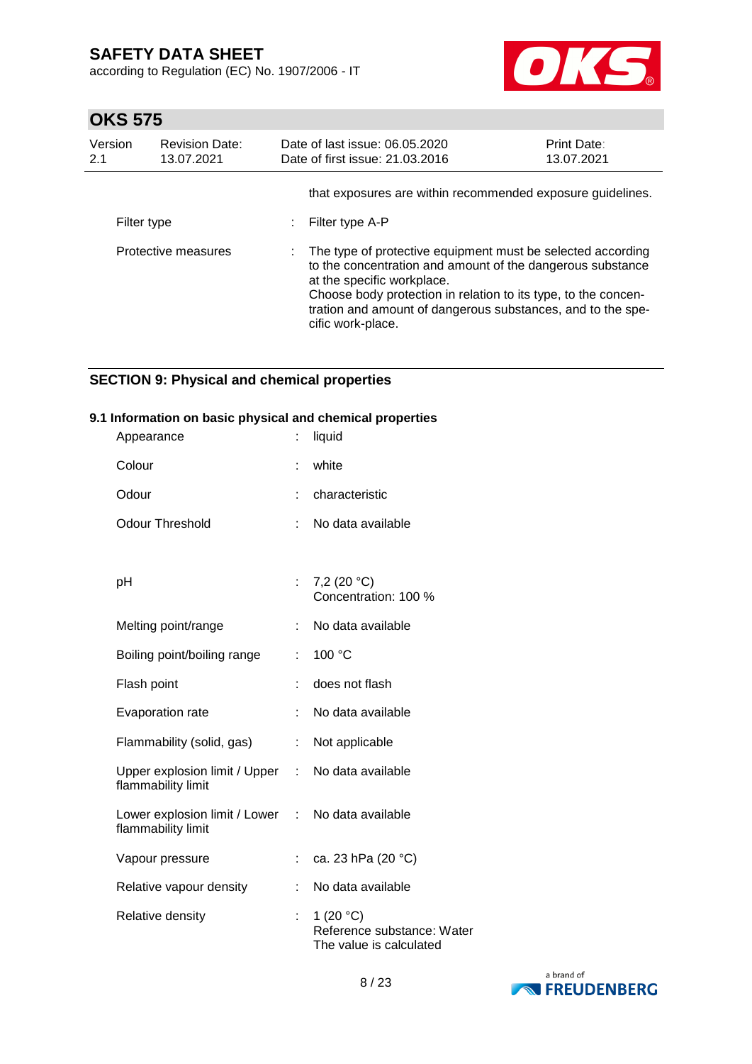that exposures are within recommended exposure guidelines.

| | | |
|---|---|---|
| Filter type | : | Filter type A-P |
| Protective measures | : | The type of protective equipment must be selected according to the concentration and amount of the dangerous substance at the specific workplace.<br>Choose body protection in relation to its type, to the concentration and amount of dangerous substances, and to the specific work-place. |

## SECTION 9: Physical and chemical properties

### 9.1 Information on basic physical and chemical properties

| | | |
|---|---|---|
| Appearance | : | liquid |
| Colour | : | white |
| Odour | : | characteristic |
| Odour Threshold | : | No data available |
| pH | : | 7,2 (20 °C)<br>Concentration: 100 % |
| Melting point/range | : | No data available |
| Boiling point/boiling range | : | 100 °C |
| Flash point | : | does not flash |
| Evaporation rate | : | No data available |
| Flammability (solid, gas) | : | Not applicable |
| Upper explosion limit / Upper flammability limit | : | No data available |
| Lower explosion limit / Lower flammability limit | : | No data available |
| Vapour pressure | : | ca. 23 hPa (20 °C) |
| Relative vapour density | : | No data available |
| Relative density | : | 1 (20 °C)<br>Reference substance: Water<br>The value is calculated |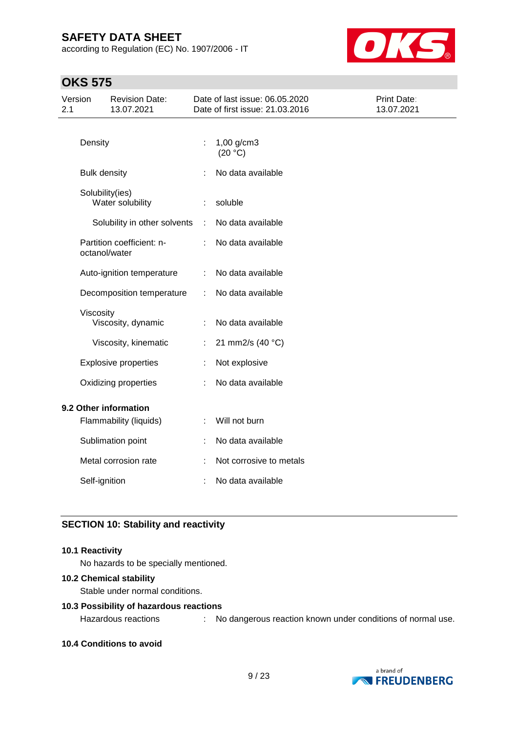| | | |
|---|---|---|
| Density | : | 1,00 g/cm3 (20 °C) |
| Bulk density | : | No data available |
| Solubility(ies) | | |
| Water solubility | : | soluble |
| Solubility in other solvents | : | No data available |
| Partition coefficient: n-octanol/water | : | No data available |
| Auto-ignition temperature | : | No data available |
| Decomposition temperature | : | No data available |
| Viscosity | | |
| Viscosity, dynamic | : | No data available |
| Viscosity, kinematic | : | 21 mm2/s (40 °C) |
| Explosive properties | : | Not explosive |
| Oxidizing properties | : | No data available |

**9.2 Other information**

| | | |
|---|---|---|
| Flammability (liquids) | : | Will not burn |
| Sublimation point | : | No data available |
| Metal corrosion rate | : | Not corrosive to metals |
| Self-ignition | : | No data available |

## SECTION 10: Stability and reactivity

**10.1 Reactivity**

No hazards to be specially mentioned.

**10.2 Chemical stability**

Stable under normal conditions.

**10.3 Possibility of hazardous reactions**

Hazardous reactions : No dangerous reaction known under conditions of normal use.

**10.4 Conditions to avoid**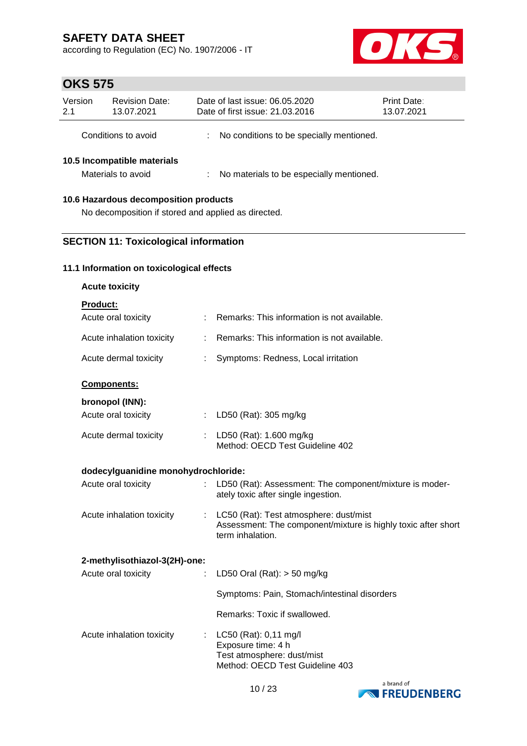Conditions to avoid : No conditions to be specially mentioned.

### 10.5 Incompatible materials

Materials to avoid : No materials to be especially mentioned.

### 10.6 Hazardous decomposition products

No decomposition if stored and applied as directed.

## SECTION 11: Toxicological information

### 11.1 Information on toxicological effects

**Acute toxicity**

**Product:**

Acute oral toxicity : Remarks: This information is not available.

Acute inhalation toxicity : Remarks: This information is not available.

Acute dermal toxicity : Symptoms: Redness, Local irritation

**Components:**

**bronopol (INN):**

Acute oral toxicity : LD50 (Rat): 305 mg/kg

Acute dermal toxicity : LD50 (Rat): 1.600 mg/kg
Method: OECD Test Guideline 402

**dodecylguanidine monohydrochloride:**

Acute oral toxicity : LD50 (Rat): Assessment: The component/mixture is moderately toxic after single ingestion.

Acute inhalation toxicity : LC50 (Rat): Test atmosphere: dust/mist
Assessment: The component/mixture is highly toxic after short term inhalation.

**2-methylisothiazol-3(2H)-one:**

Acute oral toxicity : LD50 Oral (Rat): > 50 mg/kg

Symptoms: Pain, Stomach/intestinal disorders

Remarks: Toxic if swallowed.

Acute inhalation toxicity : LC50 (Rat): 0,11 mg/l
Exposure time: 4 h
Test atmosphere: dust/mist
Method: OECD Test Guideline 403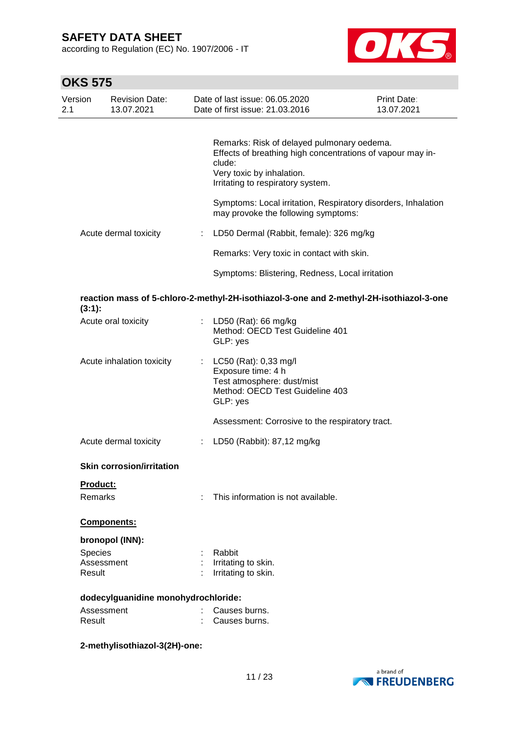Remarks: Risk of delayed pulmonary oedema.
Effects of breathing high concentrations of vapour may include:
Very toxic by inhalation.
Irritating to respiratory system.

Symptoms: Local irritation, Respiratory disorders, Inhalation may provoke the following symptoms:

Acute dermal toxicity : LD50 Dermal (Rabbit, female): 326 mg/kg

Remarks: Very toxic in contact with skin.

Symptoms: Blistering, Redness, Local irritation

**reaction mass of 5-chloro-2-methyl-2H-isothiazol-3-one and 2-methyl-2H-isothiazol-3-one (3:1):**

Acute oral toxicity : LD50 (Rat): 66 mg/kg
Method: OECD Test Guideline 401
GLP: yes

Acute inhalation toxicity : LC50 (Rat): 0,33 mg/l
Exposure time: 4 h
Test atmosphere: dust/mist
Method: OECD Test Guideline 403
GLP: yes

Assessment: Corrosive to the respiratory tract.

Acute dermal toxicity : LD50 (Rabbit): 87,12 mg/kg

**Skin corrosion/irritation**

**Product:**

Remarks : This information is not available.

**Components:**

**bronopol (INN):**

Species : Rabbit
Assessment : Irritating to skin.
Result : Irritating to skin.

**dodecylguanidine monohydrochloride:**

Assessment : Causes burns.
Result : Causes burns.

**2-methylisothiazol-3(2H)-one:**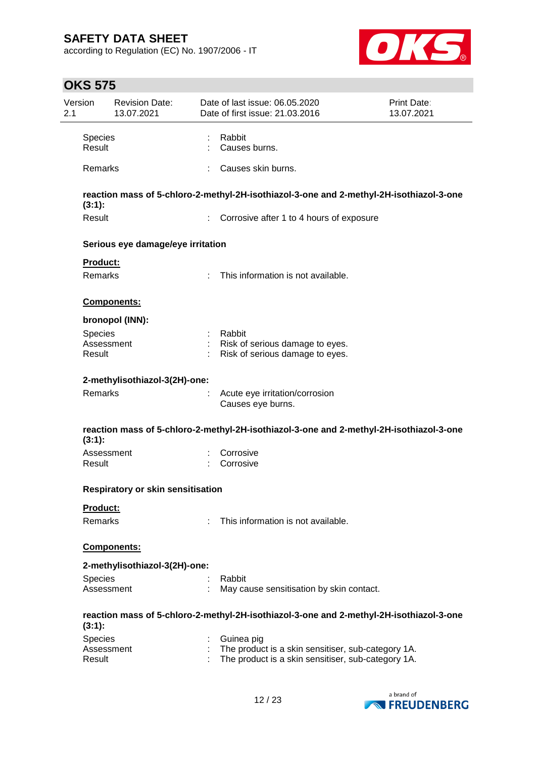Species : Rabbit
Result : Causes burns.

Remarks : Causes skin burns.

**reaction mass of 5-chloro-2-methyl-2H-isothiazol-3-one and 2-methyl-2H-isothiazol-3-one (3:1):**

Result : Corrosive after 1 to 4 hours of exposure

**Serious eye damage/eye irritation**

**Product:**

Remarks : This information is not available.

**Components:**

**bronopol (INN):**

Species : Rabbit
Assessment : Risk of serious damage to eyes.
Result : Risk of serious damage to eyes.

**2-methylisothiazol-3(2H)-one:**

Remarks : Acute eye irritation/corrosion
Causes eye burns.

**reaction mass of 5-chloro-2-methyl-2H-isothiazol-3-one and 2-methyl-2H-isothiazol-3-one (3:1):**

Assessment : Corrosive
Result : Corrosive

**Respiratory or skin sensitisation**

**Product:**

Remarks : This information is not available.

**Components:**

**2-methylisothiazol-3(2H)-one:**

Species : Rabbit
Assessment : May cause sensitisation by skin contact.

**reaction mass of 5-chloro-2-methyl-2H-isothiazol-3-one and 2-methyl-2H-isothiazol-3-one (3:1):**

Species : Guinea pig
Assessment : The product is a skin sensitiser, sub-category 1A.
Result : The product is a skin sensitiser, sub-category 1A.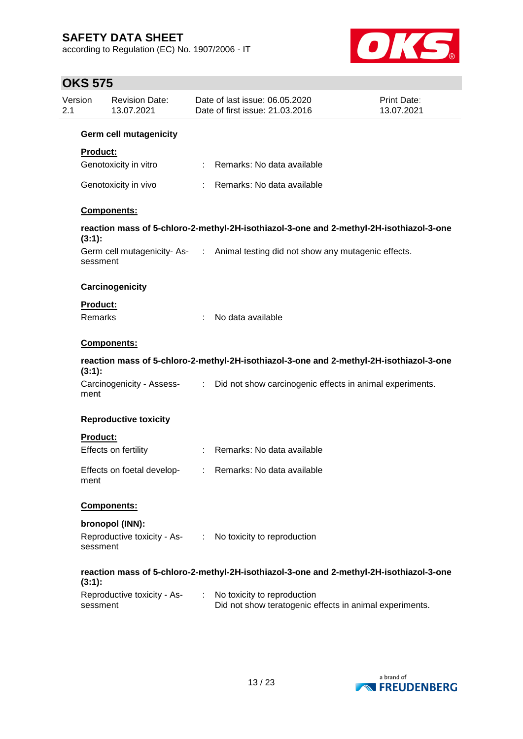### Germ cell mutagenicity

**Product:**

Genotoxicity in vitro : Remarks: No data available

Genotoxicity in vivo : Remarks: No data available

**Components:**

**reaction mass of 5-chloro-2-methyl-2H-isothiazol-3-one and 2-methyl-2H-isothiazol-3-one (3:1):**

Germ cell mutagenicity- Assessment : Animal testing did not show any mutagenic effects.

### Carcinogenicity

**Product:**

Remarks : No data available

**Components:**

**reaction mass of 5-chloro-2-methyl-2H-isothiazol-3-one and 2-methyl-2H-isothiazol-3-one (3:1):**

Carcinogenicity - Assessment : Did not show carcinogenic effects in animal experiments.

### Reproductive toxicity

**Product:**

Effects on fertility : Remarks: No data available

Effects on foetal development : Remarks: No data available

**Components:**

**bronopol (INN):**

Reproductive toxicity - Assessment : No toxicity to reproduction

**reaction mass of 5-chloro-2-methyl-2H-isothiazol-3-one and 2-methyl-2H-isothiazol-3-one (3:1):**

Reproductive toxicity - Assessment : No toxicity to reproduction
Did not show teratogenic effects in animal experiments.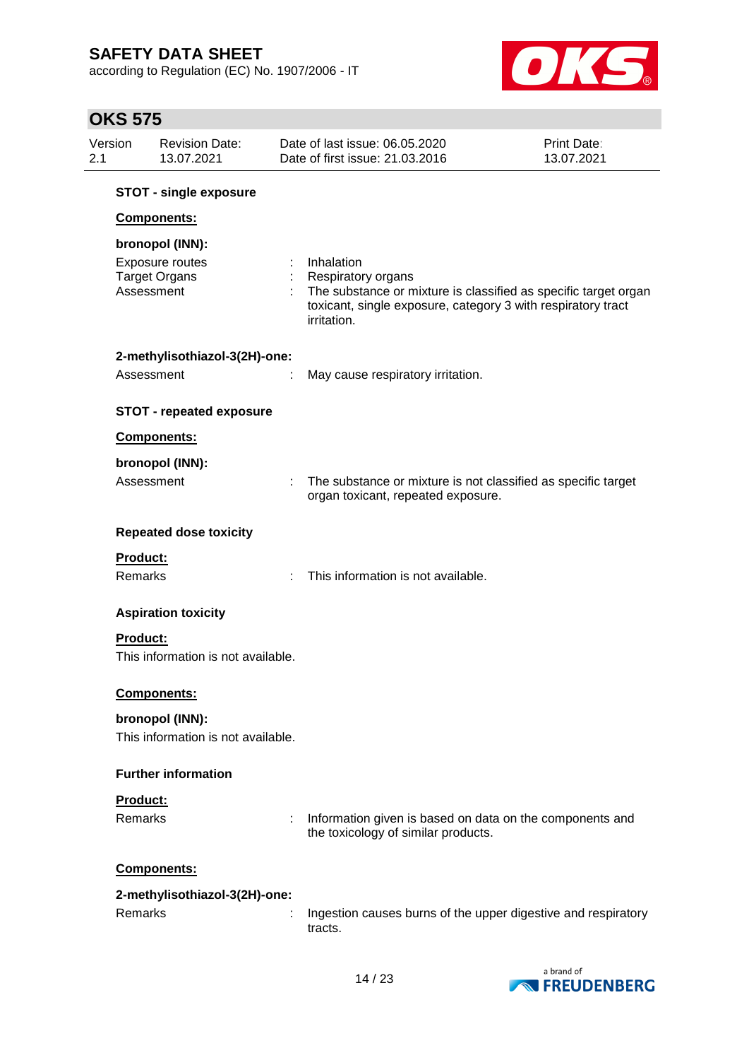**STOT - single exposure**

**Components:**

**bronopol (INN):**

| | | |
|---|---|---|
| Exposure routes | : | Inhalation |
| Target Organs | : | Respiratory organs |
| Assessment | : | The substance or mixture is classified as specific target organ toxicant, single exposure, category 3 with respiratory tract irritation. |

**2-methylisothiazol-3(2H)-one:**

| | | |
|---|---|---|
| Assessment | : | May cause respiratory irritation. |

**STOT - repeated exposure**

**Components:**

**bronopol (INN):**

| | | |
|---|---|---|
| Assessment | : | The substance or mixture is not classified as specific target organ toxicant, repeated exposure. |

**Repeated dose toxicity**

**Product:**

| | | |
|---|---|---|
| Remarks | : | This information is not available. |

**Aspiration toxicity**

**Product:**

This information is not available.

**Components:**

**bronopol (INN):**

This information is not available.

**Further information**

**Product:**

| | | |
|---|---|---|
| Remarks | : | Information given is based on data on the components and the toxicology of similar products. |

**Components:**

**2-methylisothiazol-3(2H)-one:**

| | | |
|---|---|---|
| Remarks | : | Ingestion causes burns of the upper digestive and respiratory tracts. |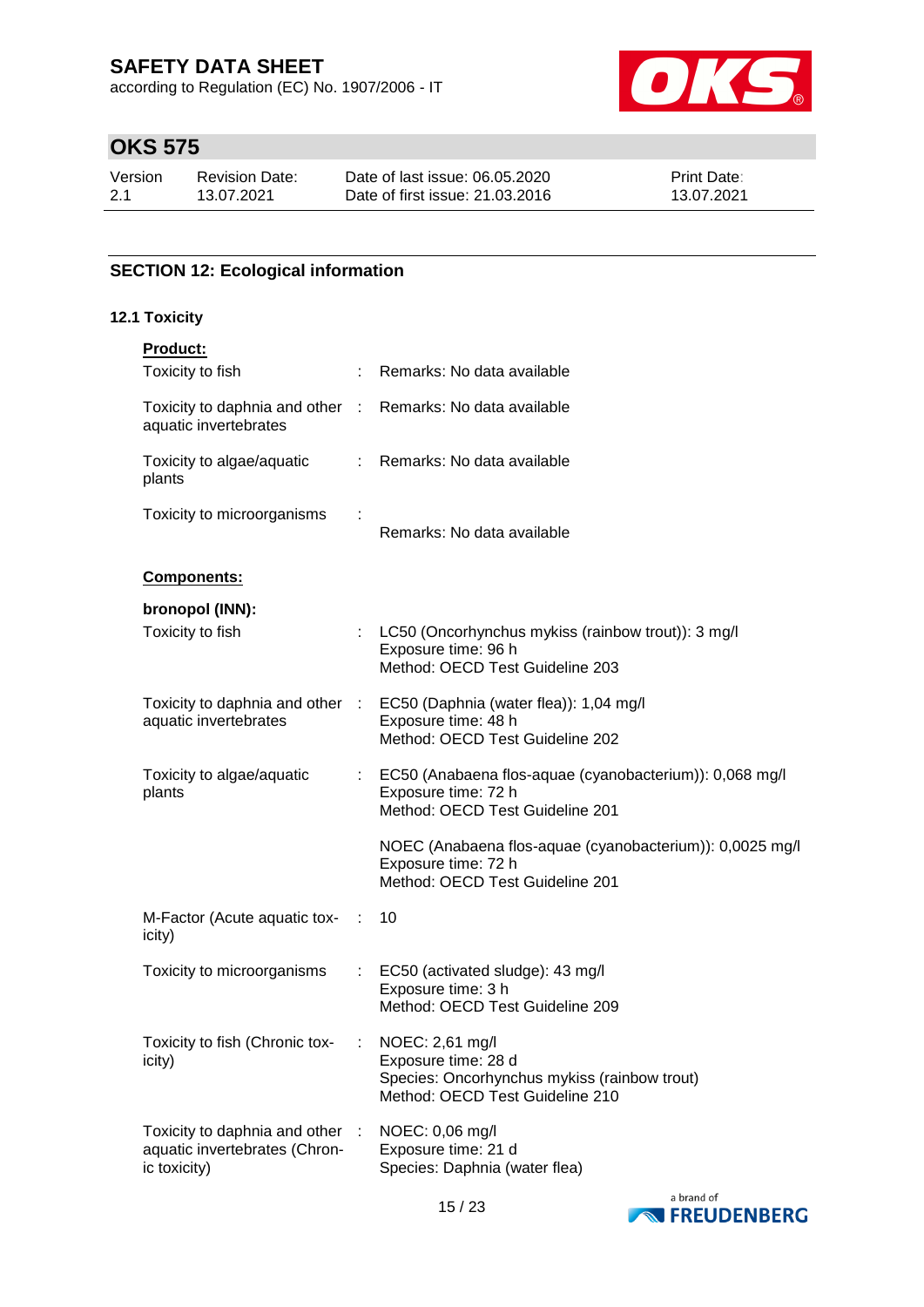## SECTION 12: Ecological information

### 12.1 Toxicity

**Product:**

| | | |
|---|---|---|
| Toxicity to fish | : | Remarks: No data available |
| Toxicity to daphnia and other aquatic invertebrates | : | Remarks: No data available |
| Toxicity to algae/aquatic plants | : | Remarks: No data available |
| Toxicity to microorganisms | : | Remarks: No data available |

**Components:**

**bronopol (INN):**

| | | |
|---|---|---|
| Toxicity to fish | : | LC50 (Oncorhynchus mykiss (rainbow trout)): 3 mg/l<br>Exposure time: 96 h<br>Method: OECD Test Guideline 203 |
| Toxicity to daphnia and other aquatic invertebrates | : | EC50 (Daphnia (water flea)): 1,04 mg/l<br>Exposure time: 48 h<br>Method: OECD Test Guideline 202 |
| Toxicity to algae/aquatic plants | : | EC50 (Anabaena flos-aquae (cyanobacterium)): 0,068 mg/l<br>Exposure time: 72 h<br>Method: OECD Test Guideline 201 |
| | | NOEC (Anabaena flos-aquae (cyanobacterium)): 0,0025 mg/l<br>Exposure time: 72 h<br>Method: OECD Test Guideline 201 |
| M-Factor (Acute aquatic toxicity) | : | 10 |
| Toxicity to microorganisms | : | EC50 (activated sludge): 43 mg/l<br>Exposure time: 3 h<br>Method: OECD Test Guideline 209 |
| Toxicity to fish (Chronic toxicity) | : | NOEC: 2,61 mg/l<br>Exposure time: 28 d<br>Species: Oncorhynchus mykiss (rainbow trout)<br>Method: OECD Test Guideline 210 |
| Toxicity to daphnia and other aquatic invertebrates (Chronic toxicity) | : | NOEC: 0,06 mg/l<br>Exposure time: 21 d<br>Species: Daphnia (water flea) |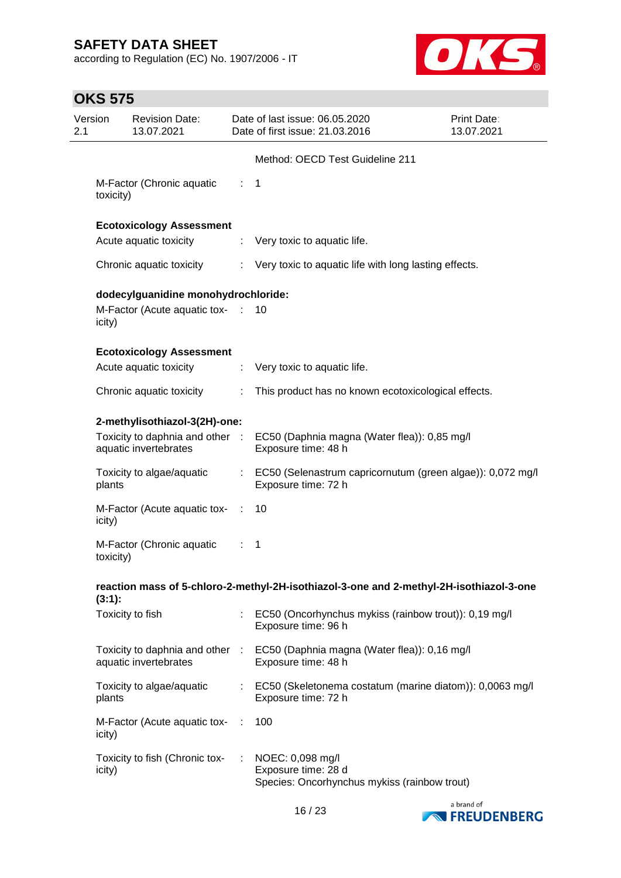Method: OECD Test Guideline 211

M-Factor (Chronic aquatic toxicity) : 1

**Ecotoxicology Assessment**

Acute aquatic toxicity : Very toxic to aquatic life.

Chronic aquatic toxicity : Very toxic to aquatic life with long lasting effects.

**dodecylguanidine monohydrochloride:**

M-Factor (Acute aquatic toxicity) : 10

**Ecotoxicology Assessment**

Acute aquatic toxicity : Very toxic to aquatic life.

Chronic aquatic toxicity : This product has no known ecotoxicological effects.

**2-methylisothiazol-3(2H)-one:**

Toxicity to daphnia and other aquatic invertebrates : EC50 (Daphnia magna (Water flea)): 0,85 mg/l
Exposure time: 48 h

Toxicity to algae/aquatic plants : EC50 (Selenastrum capricornutum (green algae)): 0,072 mg/l
Exposure time: 72 h

M-Factor (Acute aquatic toxicity) : 10

M-Factor (Chronic aquatic toxicity) : 1

**reaction mass of 5-chloro-2-methyl-2H-isothiazol-3-one and 2-methyl-2H-isothiazol-3-one (3:1):**

Toxicity to fish : EC50 (Oncorhynchus mykiss (rainbow trout)): 0,19 mg/l
Exposure time: 96 h

Toxicity to daphnia and other aquatic invertebrates : EC50 (Daphnia magna (Water flea)): 0,16 mg/l
Exposure time: 48 h

Toxicity to algae/aquatic plants : EC50 (Skeletonema costatum (marine diatom)): 0,0063 mg/l
Exposure time: 72 h

M-Factor (Acute aquatic toxicity) : 100

Toxicity to fish (Chronic toxicity) : NOEC: 0,098 mg/l
Exposure time: 28 d
Species: Oncorhynchus mykiss (rainbow trout)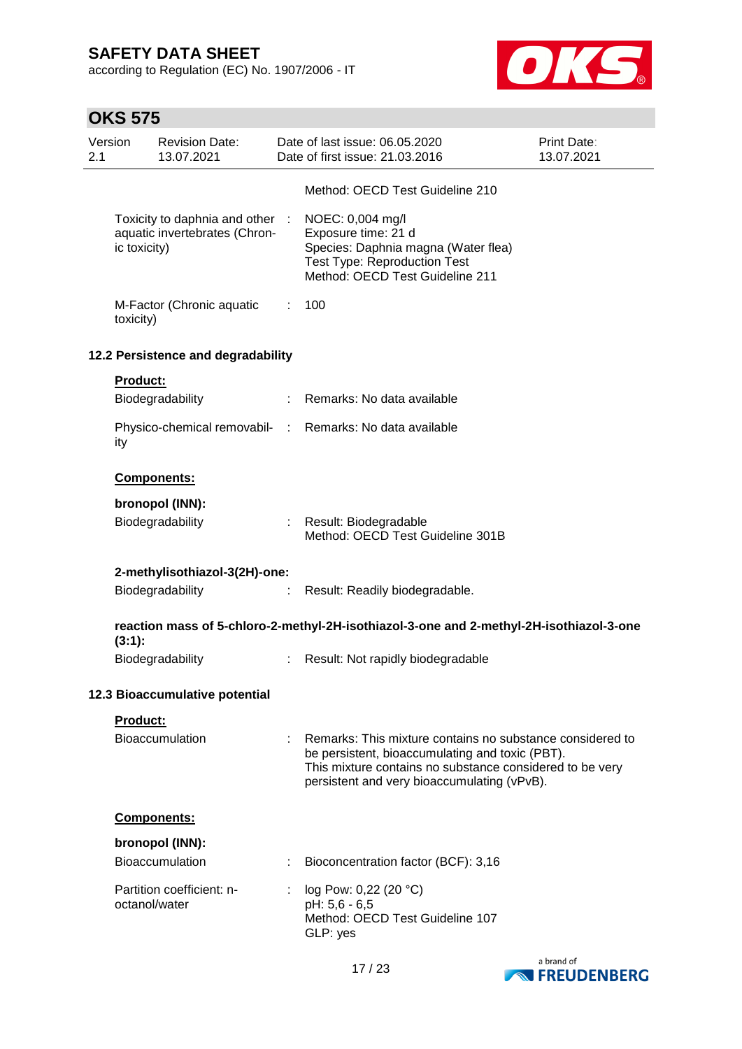Method: OECD Test Guideline 210

Toxicity to daphnia and other aquatic invertebrates (Chronic toxicity) : NOEC: 0,004 mg/l
Exposure time: 21 d
Species: Daphnia magna (Water flea)
Test Type: Reproduction Test
Method: OECD Test Guideline 211

M-Factor (Chronic aquatic toxicity) : 100

## 12.2 Persistence and degradability

**Product:**

Biodegradability : Remarks: No data available

Physico-chemical removability : Remarks: No data available

**Components:**

**bronopol (INN):**

Biodegradability : Result: Biodegradable
Method: OECD Test Guideline 301B

**2-methylisothiazol-3(2H)-one:**

Biodegradability : Result: Readily biodegradable.

**reaction mass of 5-chloro-2-methyl-2H-isothiazol-3-one and 2-methyl-2H-isothiazol-3-one (3:1):**

Biodegradability : Result: Not rapidly biodegradable

## 12.3 Bioaccumulative potential

**Product:**

Bioaccumulation : Remarks: This mixture contains no substance considered to be persistent, bioaccumulating and toxic (PBT).
This mixture contains no substance considered to be very persistent and very bioaccumulating (vPvB).

**Components:**

**bronopol (INN):**

Bioaccumulation : Bioconcentration factor (BCF): 3,16

Partition coefficient: n-octanol/water : log Pow: 0,22 (20 °C)
pH: 5,6 - 6,5
Method: OECD Test Guideline 107
GLP: yes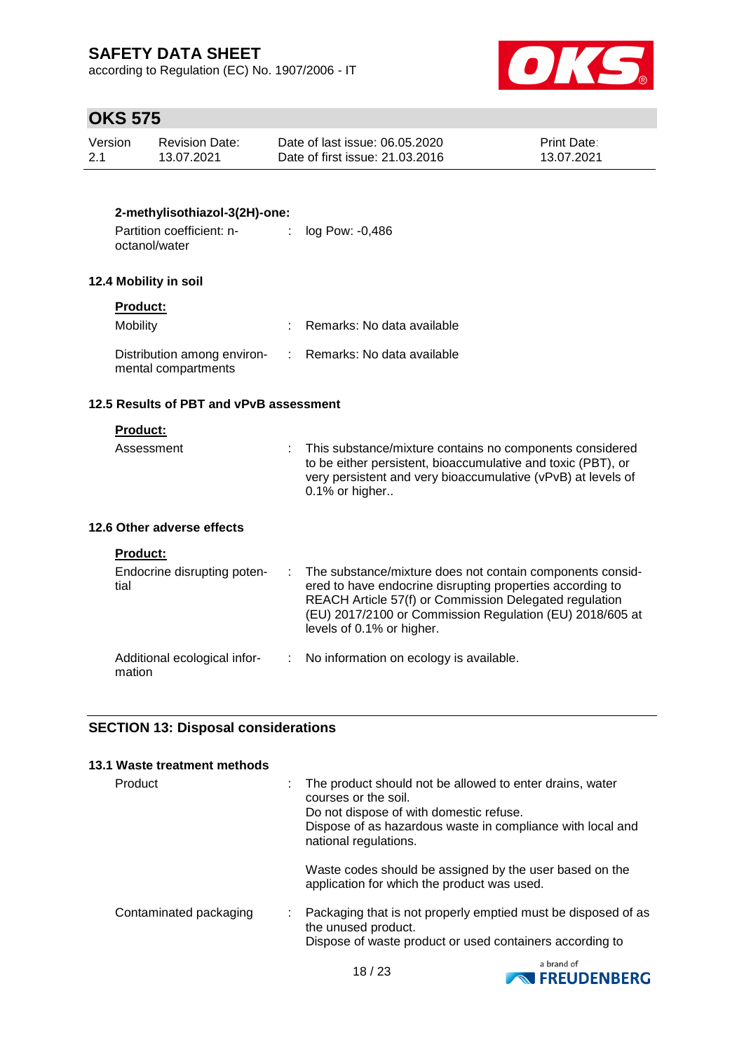**2-methylisothiazol-3(2H)-one:**

Partition coefficient: n-octanol/water : log Pow: -0,486

### 12.4 Mobility in soil

**Product:**

| | |
|---|---|
| Mobility | : Remarks: No data available |
| Distribution among environmental compartments | : Remarks: No data available |

### 12.5 Results of PBT and vPvB assessment

**Product:**

Assessment : This substance/mixture contains no components considered to be either persistent, bioaccumulative and toxic (PBT), or very persistent and very bioaccumulative (vPvB) at levels of 0.1% or higher..

### 12.6 Other adverse effects

**Product:**

| | |
|---|---|
| Endocrine disrupting potential | : The substance/mixture does not contain components considered to have endocrine disrupting properties according to REACH Article 57(f) or Commission Delegated regulation (EU) 2017/2100 or Commission Regulation (EU) 2018/605 at levels of 0.1% or higher. |
| Additional ecological information | : No information on ecology is available. |

## SECTION 13: Disposal considerations

### 13.1 Waste treatment methods

Product : The product should not be allowed to enter drains, water courses or the soil.
Do not dispose of with domestic refuse.
Dispose of as hazardous waste in compliance with local and national regulations.

Waste codes should be assigned by the user based on the application for which the product was used.

Contaminated packaging : Packaging that is not properly emptied must be disposed of as the unused product.
Dispose of waste product or used containers according to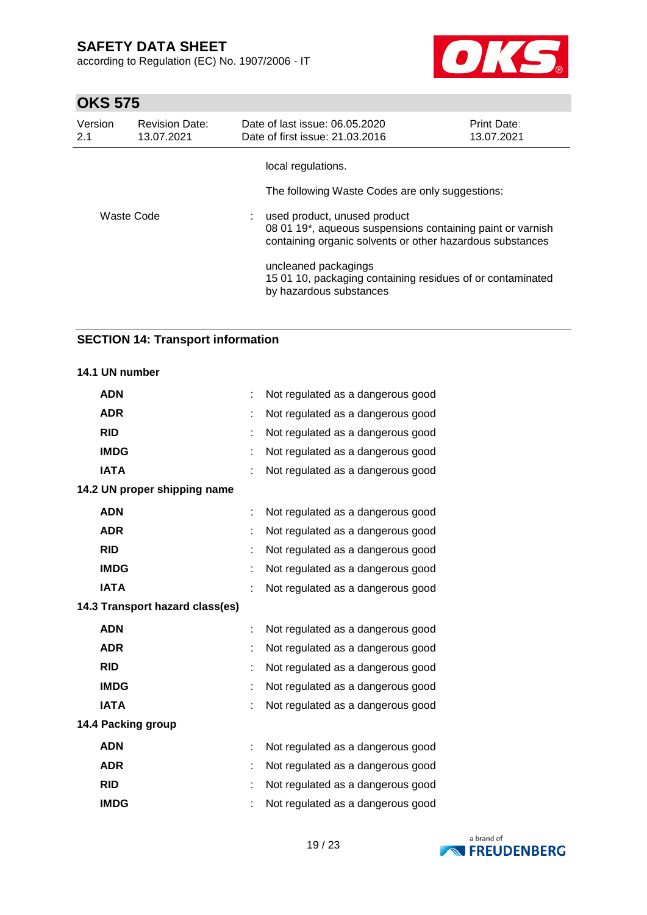local regulations.

The following Waste Codes are only suggestions:

Waste Code : used product, unused product
08 01 19*, aqueous suspensions containing paint or varnish containing organic solvents or other hazardous substances

uncleaned packagings
15 01 10, packaging containing residues of or contaminated by hazardous substances

## SECTION 14: Transport information

### 14.1 UN number

| | | |
|---|---|---|
| **ADN** | : | Not regulated as a dangerous good |
| **ADR** | : | Not regulated as a dangerous good |
| **RID** | : | Not regulated as a dangerous good |
| **IMDG** | : | Not regulated as a dangerous good |
| **IATA** | : | Not regulated as a dangerous good |

### 14.2 UN proper shipping name

| | | |
|---|---|---|
| **ADN** | : | Not regulated as a dangerous good |
| **ADR** | : | Not regulated as a dangerous good |
| **RID** | : | Not regulated as a dangerous good |
| **IMDG** | : | Not regulated as a dangerous good |
| **IATA** | : | Not regulated as a dangerous good |

### 14.3 Transport hazard class(es)

| | | |
|---|---|---|
| **ADN** | : | Not regulated as a dangerous good |
| **ADR** | : | Not regulated as a dangerous good |
| **RID** | : | Not regulated as a dangerous good |
| **IMDG** | : | Not regulated as a dangerous good |
| **IATA** | : | Not regulated as a dangerous good |

### 14.4 Packing group

| | | |
|---|---|---|
| **ADN** | : | Not regulated as a dangerous good |
| **ADR** | : | Not regulated as a dangerous good |
| **RID** | : | Not regulated as a dangerous good |
| **IMDG** | : | Not regulated as a dangerous good |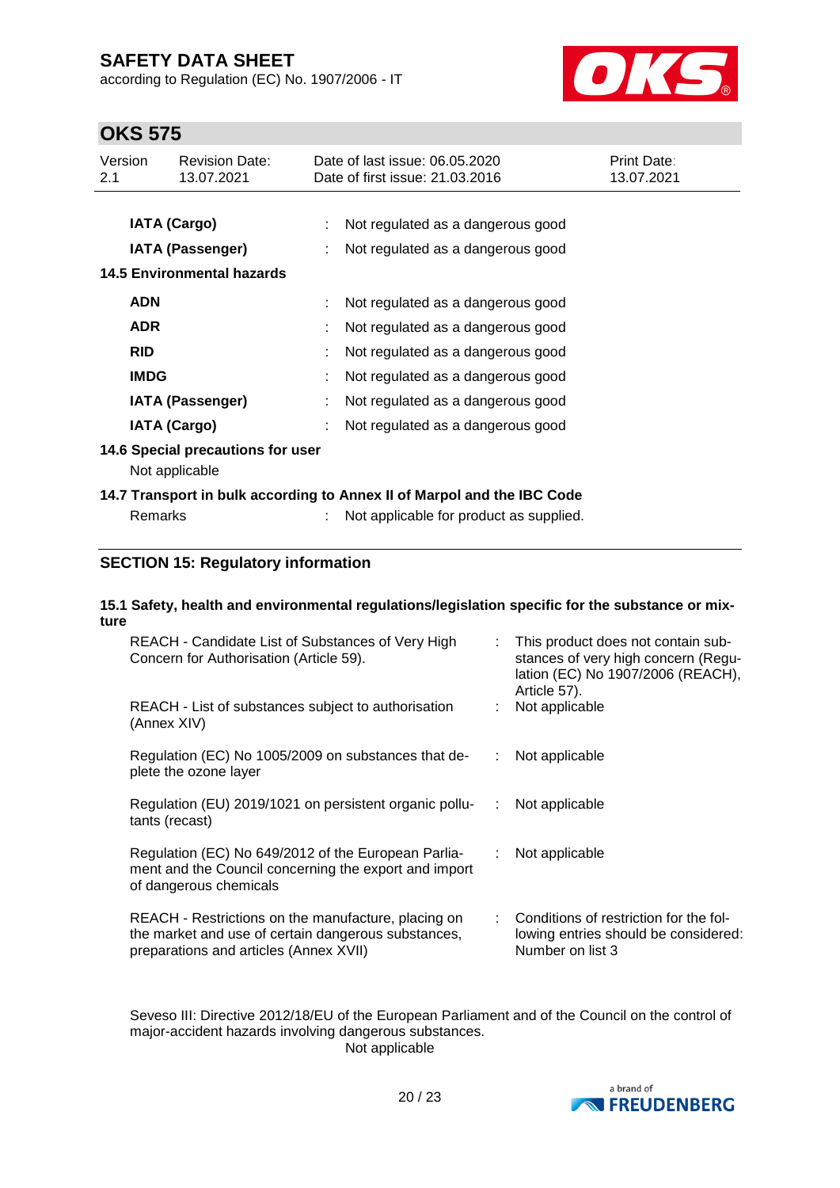| | | |
|---|---|---|
| **IATA (Cargo)** | : | Not regulated as a dangerous good |
| **IATA (Passenger)** | : | Not regulated as a dangerous good |

**14.5 Environmental hazards**

| | | |
|---|---|---|
| **ADN** | : | Not regulated as a dangerous good |
| **ADR** | : | Not regulated as a dangerous good |
| **RID** | : | Not regulated as a dangerous good |
| **IMDG** | : | Not regulated as a dangerous good |
| **IATA (Passenger)** | : | Not regulated as a dangerous good |
| **IATA (Cargo)** | : | Not regulated as a dangerous good |

**14.6 Special precautions for user**

Not applicable

**14.7 Transport in bulk according to Annex II of Marpol and the IBC Code**

Remarks : Not applicable for product as supplied.

## SECTION 15: Regulatory information

**15.1 Safety, health and environmental regulations/legislation specific for the substance or mixture**

| | | |
|---|---|---|
| REACH - Candidate List of Substances of Very High Concern for Authorisation (Article 59). | : | This product does not contain substances of very high concern (Regulation (EC) No 1907/2006 (REACH), Article 57). |
| REACH - List of substances subject to authorisation (Annex XIV) | : | Not applicable |
| Regulation (EC) No 1005/2009 on substances that deplete the ozone layer | : | Not applicable |
| Regulation (EU) 2019/1021 on persistent organic pollutants (recast) | : | Not applicable |
| Regulation (EC) No 649/2012 of the European Parliament and the Council concerning the export and import of dangerous chemicals | : | Not applicable |
| REACH - Restrictions on the manufacture, placing on the market and use of certain dangerous substances, preparations and articles (Annex XVII) | : | Conditions of restriction for the following entries should be considered: Number on list 3 |

Seveso III: Directive 2012/18/EU of the European Parliament and of the Council on the control of major-accident hazards involving dangerous substances.
Not applicable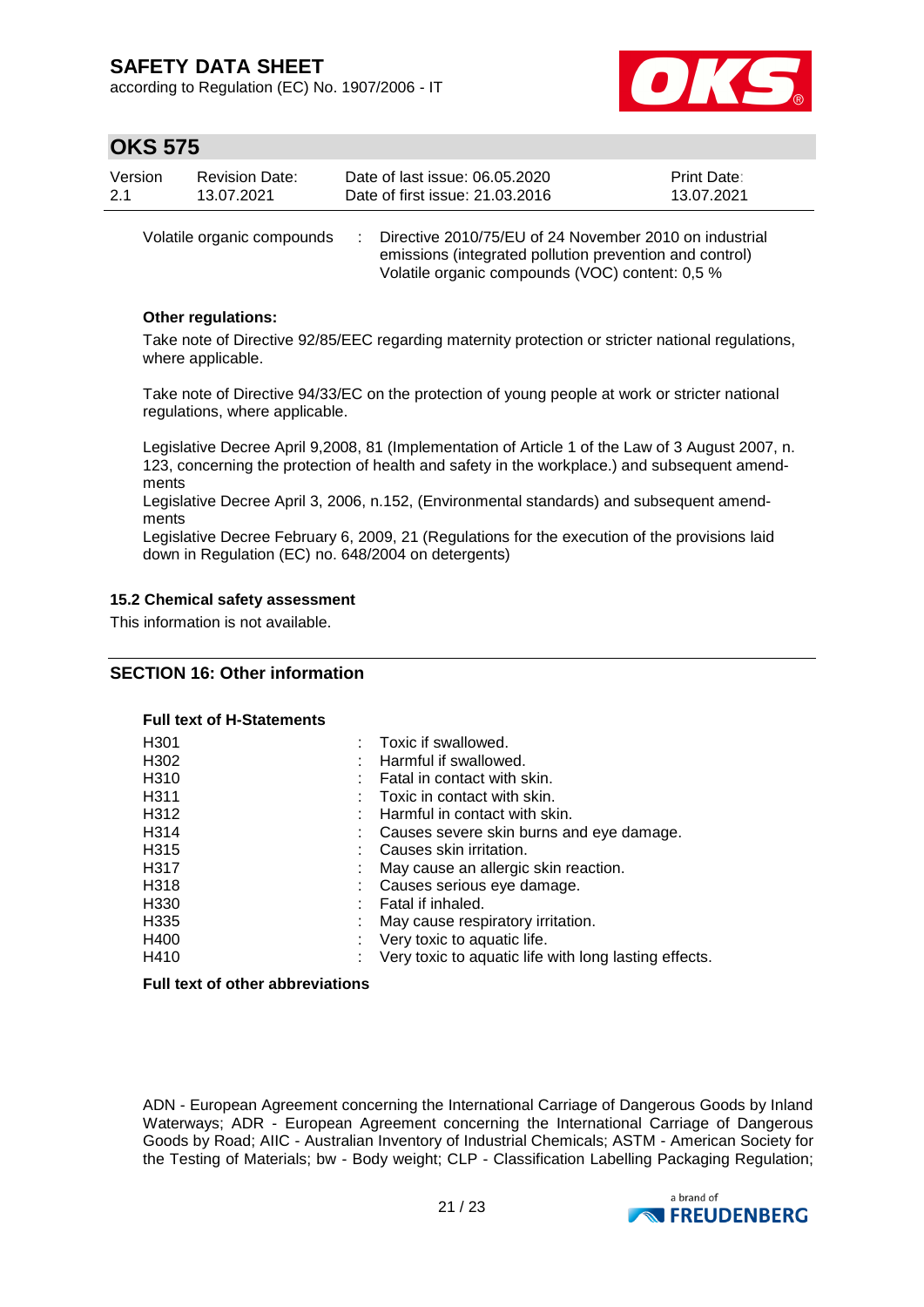| | | |
|---|---|---|
| Volatile organic compounds | : | Directive 2010/75/EU of 24 November 2010 on industrial emissions (integrated pollution prevention and control)<br>Volatile organic compounds (VOC) content: 0,5 % |

**Other regulations:**

Take note of Directive 92/85/EEC regarding maternity protection or stricter national regulations, where applicable.

Take note of Directive 94/33/EC on the protection of young people at work or stricter national regulations, where applicable.

Legislative Decree April 9,2008, 81 (Implementation of Article 1 of the Law of 3 August 2007, n. 123, concerning the protection of health and safety in the workplace.) and subsequent amendments
Legislative Decree April 3, 2006, n.152, (Environmental standards) and subsequent amendments
Legislative Decree February 6, 2009, 21 (Regulations for the execution of the provisions laid down in Regulation (EC) no. 648/2004 on detergents)

### 15.2 Chemical safety assessment

This information is not available.

## SECTION 16: Other information

**Full text of H-Statements**

| | | |
|---|---|---|
| H301 | : | Toxic if swallowed. |
| H302 | : | Harmful if swallowed. |
| H310 | : | Fatal in contact with skin. |
| H311 | : | Toxic in contact with skin. |
| H312 | : | Harmful in contact with skin. |
| H314 | : | Causes severe skin burns and eye damage. |
| H315 | : | Causes skin irritation. |
| H317 | : | May cause an allergic skin reaction. |
| H318 | : | Causes serious eye damage. |
| H330 | : | Fatal if inhaled. |
| H335 | : | May cause respiratory irritation. |
| H400 | : | Very toxic to aquatic life. |
| H410 | : | Very toxic to aquatic life with long lasting effects. |

**Full text of other abbreviations**

ADN - European Agreement concerning the International Carriage of Dangerous Goods by Inland Waterways; ADR - European Agreement concerning the International Carriage of Dangerous Goods by Road; AIIC - Australian Inventory of Industrial Chemicals; ASTM - American Society for the Testing of Materials; bw - Body weight; CLP - Classification Labelling Packaging Regulation;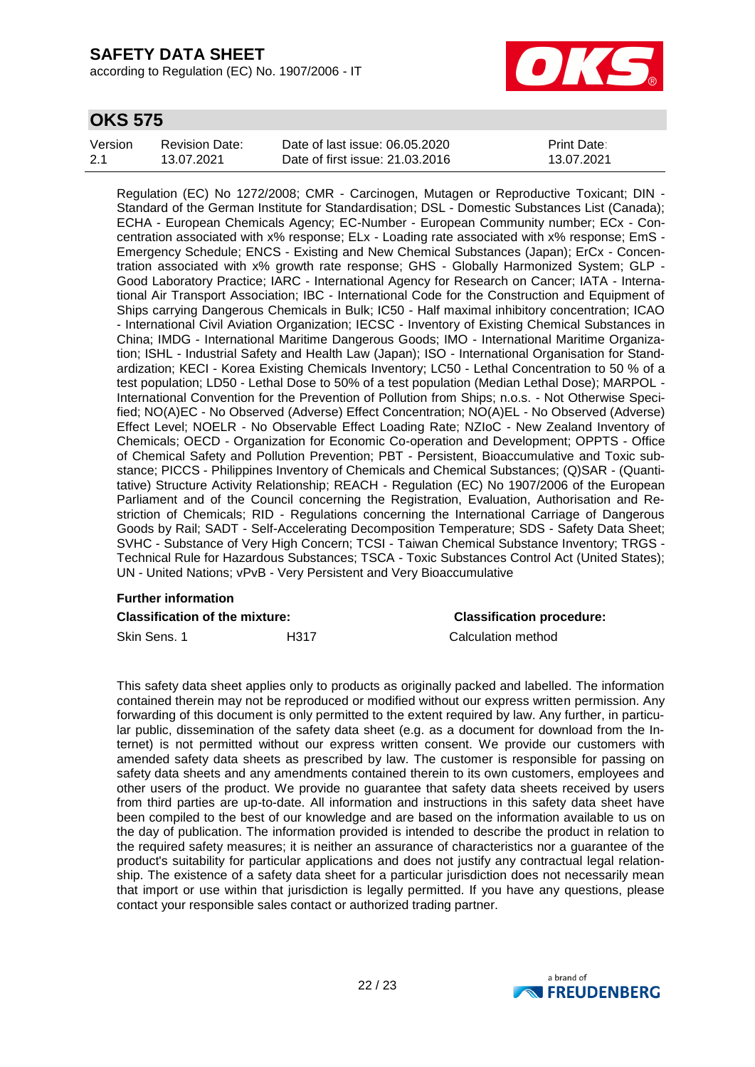Regulation (EC) No 1272/2008; CMR - Carcinogen, Mutagen or Reproductive Toxicant; DIN - Standard of the German Institute for Standardisation; DSL - Domestic Substances List (Canada); ECHA - European Chemicals Agency; EC-Number - European Community number; ECx - Concentration associated with x% response; ELx - Loading rate associated with x% response; EmS - Emergency Schedule; ENCS - Existing and New Chemical Substances (Japan); ErCx - Concentration associated with x% growth rate response; GHS - Globally Harmonized System; GLP - Good Laboratory Practice; IARC - International Agency for Research on Cancer; IATA - International Air Transport Association; IBC - International Code for the Construction and Equipment of Ships carrying Dangerous Chemicals in Bulk; IC50 - Half maximal inhibitory concentration; ICAO - International Civil Aviation Organization; IECSC - Inventory of Existing Chemical Substances in China; IMDG - International Maritime Dangerous Goods; IMO - International Maritime Organization; ISHL - Industrial Safety and Health Law (Japan); ISO - International Organisation for Standardization; KECI - Korea Existing Chemicals Inventory; LC50 - Lethal Concentration to 50 % of a test population; LD50 - Lethal Dose to 50% of a test population (Median Lethal Dose); MARPOL - International Convention for the Prevention of Pollution from Ships; n.o.s. - Not Otherwise Specified; NO(A)EC - No Observed (Adverse) Effect Concentration; NO(A)EL - No Observed (Adverse) Effect Level; NOELR - No Observable Effect Loading Rate; NZIoC - New Zealand Inventory of Chemicals; OECD - Organization for Economic Co-operation and Development; OPPTS - Office of Chemical Safety and Pollution Prevention; PBT - Persistent, Bioaccumulative and Toxic substance; PICCS - Philippines Inventory of Chemicals and Chemical Substances; (Q)SAR - (Quantitative) Structure Activity Relationship; REACH - Regulation (EC) No 1907/2006 of the European Parliament and of the Council concerning the Registration, Evaluation, Authorisation and Restriction of Chemicals; RID - Regulations concerning the International Carriage of Dangerous Goods by Rail; SADT - Self-Accelerating Decomposition Temperature; SDS - Safety Data Sheet; SVHC - Substance of Very High Concern; TCSI - Taiwan Chemical Substance Inventory; TRGS - Technical Rule for Hazardous Substances; TSCA - Toxic Substances Control Act (United States); UN - United Nations; vPvB - Very Persistent and Very Bioaccumulative

**Further information**

| **Classification of the mixture:** | | **Classification procedure:** |
|---|---|---|
| Skin Sens. 1 | H317 | Calculation method |

This safety data sheet applies only to products as originally packed and labelled. The information contained therein may not be reproduced or modified without our express written permission. Any forwarding of this document is only permitted to the extent required by law. Any further, in particular public, dissemination of the safety data sheet (e.g. as a document for download from the Internet) is not permitted without our express written consent. We provide our customers with amended safety data sheets as prescribed by law. The customer is responsible for passing on safety data sheets and any amendments contained therein to its own customers, employees and other users of the product. We provide no guarantee that safety data sheets received by users from third parties are up-to-date. All information and instructions in this safety data sheet have been compiled to the best of our knowledge and are based on the information available to us on the day of publication. The information provided is intended to describe the product in relation to the required safety measures; it is neither an assurance of characteristics nor a guarantee of the product's suitability for particular applications and does not justify any contractual legal relationship. The existence of a safety data sheet for a particular jurisdiction does not necessarily mean that import or use within that jurisdiction is legally permitted. If you have any questions, please contact your responsible sales contact or authorized trading partner.